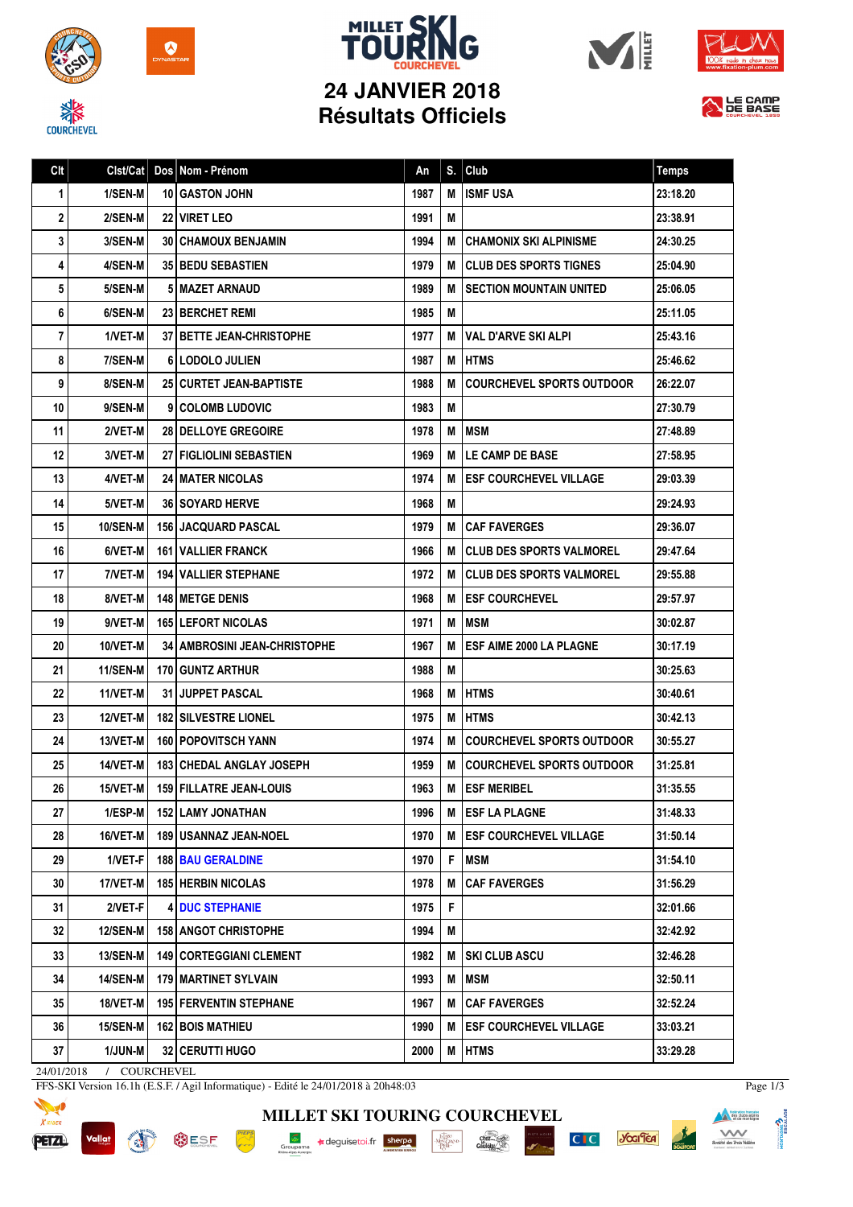# MILLET SKI TOURING COURCHEVEL

## 24 JANVIER 2018
## Résultats Officiels

| Clt | Clst/Cat | Dos | Nom - Prénom | An | S. | Club | Temps |
|---|---|---|---|---|---|---|---|
| 1 | 1/SEN-M | 10 | GASTON JOHN | 1987 | M | ISMF USA | 23:18.20 |
| 2 | 2/SEN-M | 22 | VIRET LEO | 1991 | M | | 23:38.91 |
| 3 | 3/SEN-M | 30 | CHAMOUX BENJAMIN | 1994 | M | CHAMONIX SKI ALPINISME | 24:30.25 |
| 4 | 4/SEN-M | 35 | BEDU SEBASTIEN | 1979 | M | CLUB DES SPORTS TIGNES | 25:04.90 |
| 5 | 5/SEN-M | 5 | MAZET ARNAUD | 1989 | M | SECTION MOUNTAIN UNITED | 25:06.05 |
| 6 | 6/SEN-M | 23 | BERCHET REMI | 1985 | M | | 25:11.05 |
| 7 | 1/VET-M | 37 | BETTE JEAN-CHRISTOPHE | 1977 | M | VAL D'ARVE SKI ALPI | 25:43.16 |
| 8 | 7/SEN-M | 6 | LODOLO JULIEN | 1987 | M | HTMS | 25:46.62 |
| 9 | 8/SEN-M | 25 | CURTET JEAN-BAPTISTE | 1988 | M | COURCHEVEL SPORTS OUTDOOR | 26:22.07 |
| 10 | 9/SEN-M | 9 | COLOMB LUDOVIC | 1983 | M | | 27:30.79 |
| 11 | 2/VET-M | 28 | DELLOYE GREGOIRE | 1978 | M | MSM | 27:48.89 |
| 12 | 3/VET-M | 27 | FIGLIOLINI SEBASTIEN | 1969 | M | LE CAMP DE BASE | 27:58.95 |
| 13 | 4/VET-M | 24 | MATER NICOLAS | 1974 | M | ESF COURCHEVEL VILLAGE | 29:03.39 |
| 14 | 5/VET-M | 36 | SOYARD HERVE | 1968 | M | | 29:24.93 |
| 15 | 10/SEN-M | 156 | JACQUARD PASCAL | 1979 | M | CAF FAVERGES | 29:36.07 |
| 16 | 6/VET-M | 161 | VALLIER FRANCK | 1966 | M | CLUB DES SPORTS VALMOREL | 29:47.64 |
| 17 | 7/VET-M | 194 | VALLIER STEPHANE | 1972 | M | CLUB DES SPORTS VALMOREL | 29:55.88 |
| 18 | 8/VET-M | 148 | METGE DENIS | 1968 | M | ESF COURCHEVEL | 29:57.97 |
| 19 | 9/VET-M | 165 | LEFORT NICOLAS | 1971 | M | MSM | 30:02.87 |
| 20 | 10/VET-M | 34 | AMBROSINI JEAN-CHRISTOPHE | 1967 | M | ESF AIME 2000 LA PLAGNE | 30:17.19 |
| 21 | 11/SEN-M | 170 | GUNTZ ARTHUR | 1988 | M | | 30:25.63 |
| 22 | 11/VET-M | 31 | JUPPET PASCAL | 1968 | M | HTMS | 30:40.61 |
| 23 | 12/VET-M | 182 | SILVESTRE LIONEL | 1975 | M | HTMS | 30:42.13 |
| 24 | 13/VET-M | 160 | POPOVITSCH YANN | 1974 | M | COURCHEVEL SPORTS OUTDOOR | 30:55.27 |
| 25 | 14/VET-M | 183 | CHEDAL ANGLAY JOSEPH | 1959 | M | COURCHEVEL SPORTS OUTDOOR | 31:25.81 |
| 26 | 15/VET-M | 159 | FILLATRE JEAN-LOUIS | 1963 | M | ESF MERIBEL | 31:35.55 |
| 27 | 1/ESP-M | 152 | LAMY JONATHAN | 1996 | M | ESF LA PLAGNE | 31:48.33 |
| 28 | 16/VET-M | 189 | USANNAZ JEAN-NOEL | 1970 | M | ESF COURCHEVEL VILLAGE | 31:50.14 |
| 29 | 1/VET-F | 188 | BAU GERALDINE | 1970 | F | MSM | 31:54.10 |
| 30 | 17/VET-M | 185 | HERBIN NICOLAS | 1978 | M | CAF FAVERGES | 31:56.29 |
| 31 | 2/VET-F | 4 | DUC STEPHANIE | 1975 | F | | 32:01.66 |
| 32 | 12/SEN-M | 158 | ANGOT CHRISTOPHE | 1994 | M | | 32:42.92 |
| 33 | 13/SEN-M | 149 | CORTEGGIANI CLEMENT | 1982 | M | SKI CLUB ASCU | 32:46.28 |
| 34 | 14/SEN-M | 179 | MARTINET SYLVAIN | 1993 | M | MSM | 32:50.11 |
| 35 | 18/VET-M | 195 | FERVENTIN STEPHANE | 1967 | M | CAF FAVERGES | 32:52.24 |
| 36 | 15/SEN-M | 162 | BOIS MATHIEU | 1990 | M | ESF COURCHEVEL VILLAGE | 33:03.21 |
| 37 | 1/JUN-M | 32 | CERUTTI HUGO | 2000 | M | HTMS | 33:29.28 |

24/01/2018 / COURCHEVEL

FFS-SKI Version 16.1h (E.S.F. / Agil Informatique) - Edité le 24/01/2018 à 20h48:03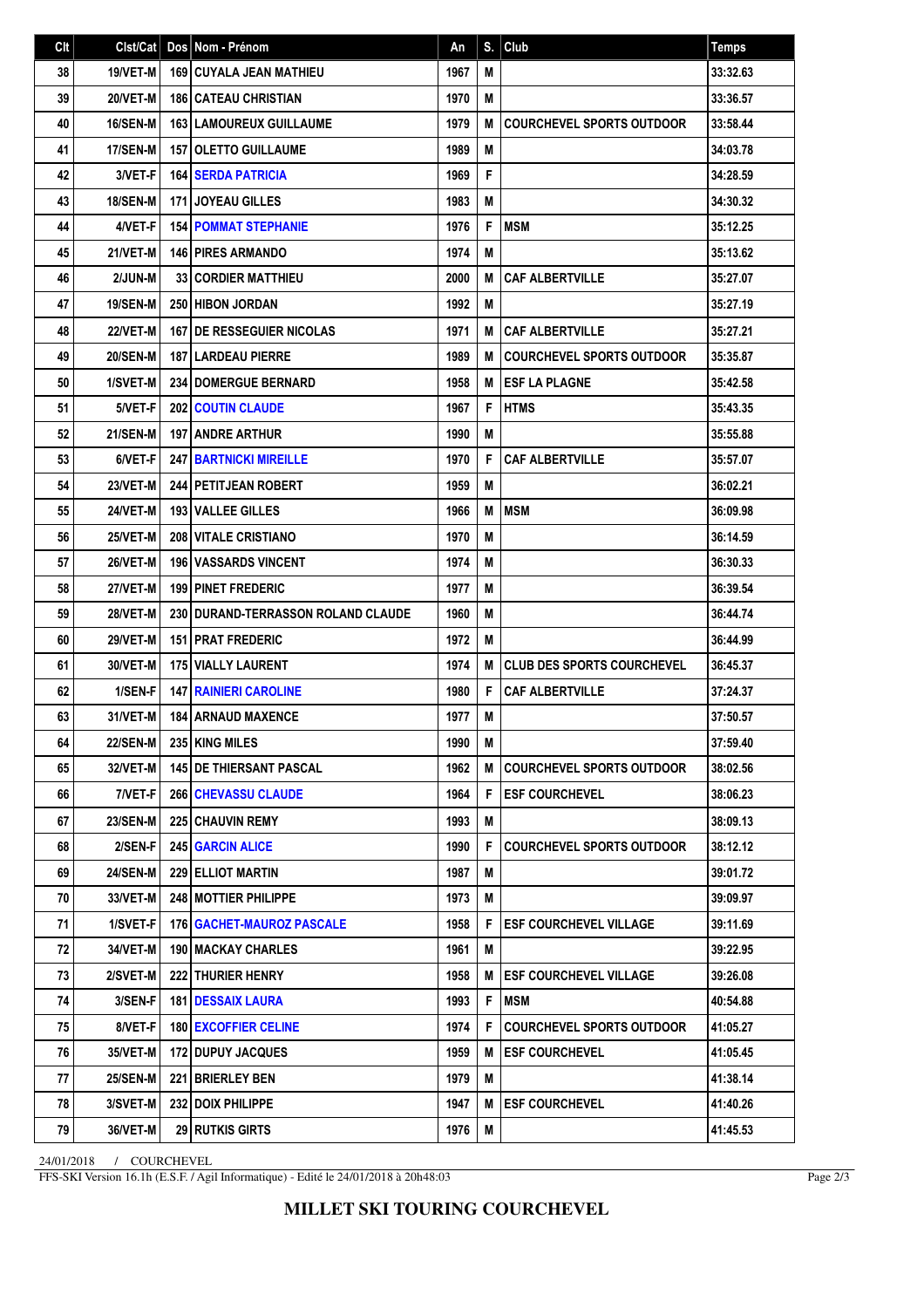| Clt | Clst/Cat | Dos | Nom - Prénom | An | S. | Club | Temps |
|---|---|---|---|---|---|---|---|
| 38 | 19/VET-M | 169 | CUYALA JEAN MATHIEU | 1967 | M | | 33:32.63 |
| 39 | 20/VET-M | 186 | CATEAU CHRISTIAN | 1970 | M | | 33:36.57 |
| 40 | 16/SEN-M | 163 | LAMOUREUX GUILLAUME | 1979 | M | COURCHEVEL SPORTS OUTDOOR | 33:58.44 |
| 41 | 17/SEN-M | 157 | OLETTO GUILLAUME | 1989 | M | | 34:03.78 |
| 42 | 3/VET-F | 164 | SERDA PATRICIA | 1969 | F | | 34:28.59 |
| 43 | 18/SEN-M | 171 | JOYEAU GILLES | 1983 | M | | 34:30.32 |
| 44 | 4/VET-F | 154 | POMMAT STEPHANIE | 1976 | F | MSM | 35:12.25 |
| 45 | 21/VET-M | 146 | PIRES ARMANDO | 1974 | M | | 35:13.62 |
| 46 | 2/JUN-M | 33 | CORDIER MATTHIEU | 2000 | M | CAF ALBERTVILLE | 35:27.07 |
| 47 | 19/SEN-M | 250 | HIBON JORDAN | 1992 | M | | 35:27.19 |
| 48 | 22/VET-M | 167 | DE RESSEGUIER NICOLAS | 1971 | M | CAF ALBERTVILLE | 35:27.21 |
| 49 | 20/SEN-M | 187 | LARDEAU PIERRE | 1989 | M | COURCHEVEL SPORTS OUTDOOR | 35:35.87 |
| 50 | 1/SVET-M | 234 | DOMERGUE BERNARD | 1958 | M | ESF LA PLAGNE | 35:42.58 |
| 51 | 5/VET-F | 202 | COUTIN CLAUDE | 1967 | F | HTMS | 35:43.35 |
| 52 | 21/SEN-M | 197 | ANDRE ARTHUR | 1990 | M | | 35:55.88 |
| 53 | 6/VET-F | 247 | BARTNICKI MIREILLE | 1970 | F | CAF ALBERTVILLE | 35:57.07 |
| 54 | 23/VET-M | 244 | PETITJEAN ROBERT | 1959 | M | | 36:02.21 |
| 55 | 24/VET-M | 193 | VALLEE GILLES | 1966 | M | MSM | 36:09.98 |
| 56 | 25/VET-M | 208 | VITALE CRISTIANO | 1970 | M | | 36:14.59 |
| 57 | 26/VET-M | 196 | VASSARDS VINCENT | 1974 | M | | 36:30.33 |
| 58 | 27/VET-M | 199 | PINET FREDERIC | 1977 | M | | 36:39.54 |
| 59 | 28/VET-M | 230 | DURAND-TERRASSON ROLAND CLAUDE | 1960 | M | | 36:44.74 |
| 60 | 29/VET-M | 151 | PRAT FREDERIC | 1972 | M | | 36:44.99 |
| 61 | 30/VET-M | 175 | VIALLY LAURENT | 1974 | M | CLUB DES SPORTS COURCHEVEL | 36:45.37 |
| 62 | 1/SEN-F | 147 | RAINIERI CAROLINE | 1980 | F | CAF ALBERTVILLE | 37:24.37 |
| 63 | 31/VET-M | 184 | ARNAUD MAXENCE | 1977 | M | | 37:50.57 |
| 64 | 22/SEN-M | 235 | KING MILES | 1990 | M | | 37:59.40 |
| 65 | 32/VET-M | 145 | DE THIERSANT PASCAL | 1962 | M | COURCHEVEL SPORTS OUTDOOR | 38:02.56 |
| 66 | 7/VET-F | 266 | CHEVASSU CLAUDE | 1964 | F | ESF COURCHEVEL | 38:06.23 |
| 67 | 23/SEN-M | 225 | CHAUVIN REMY | 1993 | M | | 38:09.13 |
| 68 | 2/SEN-F | 245 | GARCIN ALICE | 1990 | F | COURCHEVEL SPORTS OUTDOOR | 38:12.12 |
| 69 | 24/SEN-M | 229 | ELLIOT MARTIN | 1987 | M | | 39:01.72 |
| 70 | 33/VET-M | 248 | MOTTIER PHILIPPE | 1973 | M | | 39:09.97 |
| 71 | 1/SVET-F | 176 | GACHET-MAUROZ PASCALE | 1958 | F | ESF COURCHEVEL VILLAGE | 39:11.69 |
| 72 | 34/VET-M | 190 | MACKAY CHARLES | 1961 | M | | 39:22.95 |
| 73 | 2/SVET-M | 222 | THURIER HENRY | 1958 | M | ESF COURCHEVEL VILLAGE | 39:26.08 |
| 74 | 3/SEN-F | 181 | DESSAIX LAURA | 1993 | F | MSM | 40:54.88 |
| 75 | 8/VET-F | 180 | EXCOFFIER CELINE | 1974 | F | COURCHEVEL SPORTS OUTDOOR | 41:05.27 |
| 76 | 35/VET-M | 172 | DUPUY JACQUES | 1959 | M | ESF COURCHEVEL | 41:05.45 |
| 77 | 25/SEN-M | 221 | BRIERLEY BEN | 1979 | M | | 41:38.14 |
| 78 | 3/SVET-M | 232 | DOIX PHILIPPE | 1947 | M | ESF COURCHEVEL | 41:40.26 |
| 79 | 36/VET-M | 29 | RUTKIS GIRTS | 1976 | M | | 41:45.53 |

24/01/2018 / COURCHEVEL

FFS-SKI Version 16.1h (E.S.F. / Agil Informatique) - Edité le 24/01/2018 à 20h48:03

**MILLET SKI TOURING COURCHEVEL**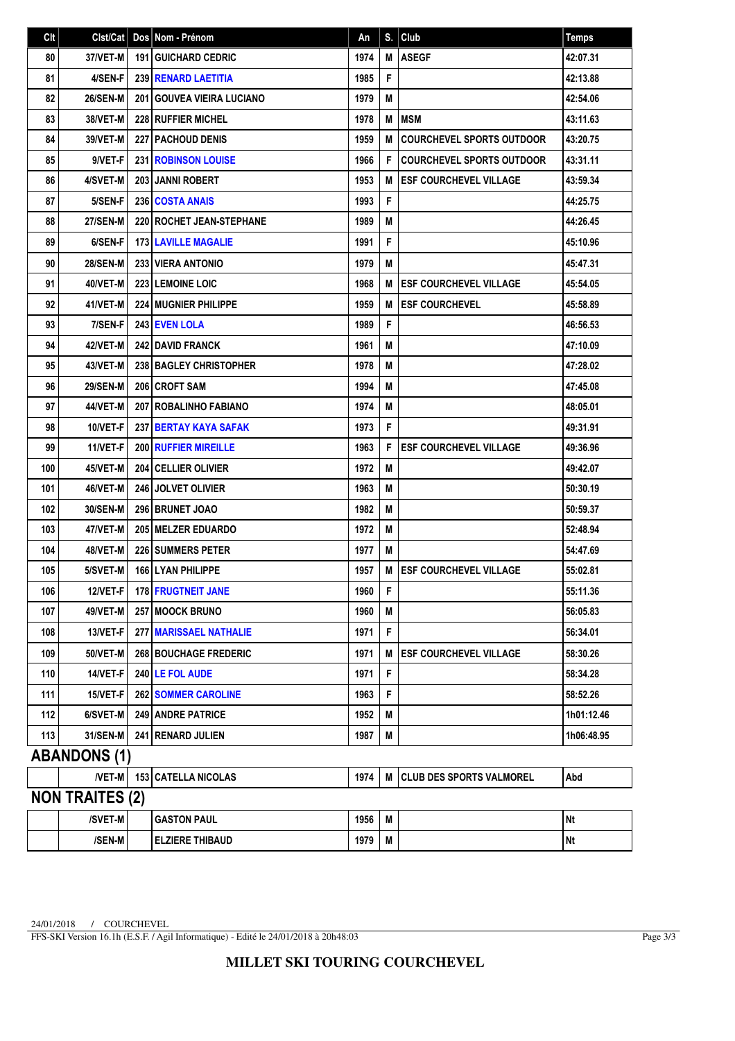| Clt | Clst/Cat | Dos | Nom - Prénom | An | S. | Club | Temps |
|---|---|---|---|---|---|---|---|
| 80 | 37/VET-M | 191 | GUICHARD CEDRIC | 1974 | M | ASEGF | 42:07.31 |
| 81 | 4/SEN-F | 239 | RENARD LAETITIA | 1985 | F | | 42:13.88 |
| 82 | 26/SEN-M | 201 | GOUVEA VIEIRA LUCIANO | 1979 | M | | 42:54.06 |
| 83 | 38/VET-M | 228 | RUFFIER MICHEL | 1978 | M | MSM | 43:11.63 |
| 84 | 39/VET-M | 227 | PACHOUD DENIS | 1959 | M | COURCHEVEL SPORTS OUTDOOR | 43:20.75 |
| 85 | 9/VET-F | 231 | ROBINSON LOUISE | 1966 | F | COURCHEVEL SPORTS OUTDOOR | 43:31.11 |
| 86 | 4/SVET-M | 203 | JANNI ROBERT | 1953 | M | ESF COURCHEVEL VILLAGE | 43:59.34 |
| 87 | 5/SEN-F | 236 | COSTA ANAIS | 1993 | F | | 44:25.75 |
| 88 | 27/SEN-M | 220 | ROCHET JEAN-STEPHANE | 1989 | M | | 44:26.45 |
| 89 | 6/SEN-F | 173 | LAVILLE MAGALIE | 1991 | F | | 45:10.96 |
| 90 | 28/SEN-M | 233 | VIERA ANTONIO | 1979 | M | | 45:47.31 |
| 91 | 40/VET-M | 223 | LEMOINE LOIC | 1968 | M | ESF COURCHEVEL VILLAGE | 45:54.05 |
| 92 | 41/VET-M | 224 | MUGNIER PHILIPPE | 1959 | M | ESF COURCHEVEL | 45:58.89 |
| 93 | 7/SEN-F | 243 | EVEN LOLA | 1989 | F | | 46:56.53 |
| 94 | 42/VET-M | 242 | DAVID FRANCK | 1961 | M | | 47:10.09 |
| 95 | 43/VET-M | 238 | BAGLEY CHRISTOPHER | 1978 | M | | 47:28.02 |
| 96 | 29/SEN-M | 206 | CROFT SAM | 1994 | M | | 47:45.08 |
| 97 | 44/VET-M | 207 | ROBALINHO FABIANO | 1974 | M | | 48:05.01 |
| 98 | 10/VET-F | 237 | BERTAY KAYA SAFAK | 1973 | F | | 49:31.91 |
| 99 | 11/VET-F | 200 | RUFFIER MIREILLE | 1963 | F | ESF COURCHEVEL VILLAGE | 49:36.96 |
| 100 | 45/VET-M | 204 | CELLIER OLIVIER | 1972 | M | | 49:42.07 |
| 101 | 46/VET-M | 246 | JOLVET OLIVIER | 1963 | M | | 50:30.19 |
| 102 | 30/SEN-M | 296 | BRUNET JOAO | 1982 | M | | 50:59.37 |
| 103 | 47/VET-M | 205 | MELZER EDUARDO | 1972 | M | | 52:48.94 |
| 104 | 48/VET-M | 226 | SUMMERS PETER | 1977 | M | | 54:47.69 |
| 105 | 5/SVET-M | 166 | LYAN PHILIPPE | 1957 | M | ESF COURCHEVEL VILLAGE | 55:02.81 |
| 106 | 12/VET-F | 178 | FRUGTNEIT JANE | 1960 | F | | 55:11.36 |
| 107 | 49/VET-M | 257 | MOOCK BRUNO | 1960 | M | | 56:05.83 |
| 108 | 13/VET-F | 277 | MARISSAEL NATHALIE | 1971 | F | | 56:34.01 |
| 109 | 50/VET-M | 268 | BOUCHAGE FREDERIC | 1971 | M | ESF COURCHEVEL VILLAGE | 58:30.26 |
| 110 | 14/VET-F | 240 | LE FOL AUDE | 1971 | F | | 58:34.28 |
| 111 | 15/VET-F | 262 | SOMMER CAROLINE | 1963 | F | | 58:52.26 |
| 112 | 6/SVET-M | 249 | ANDRE PATRICE | 1952 | M | | 1h01:12.46 |
| 113 | 31/SEN-M | 241 | RENARD JULIEN | 1987 | M | | 1h06:48.95 |

## ABANDONS (1)

| | | | | | | | |
|---|---|---|---|---|---|---|---|
| | /VET-M | 153 | CATELLA NICOLAS | 1974 | M | CLUB DES SPORTS VALMOREL | Abd |

## NON TRAITES (2)

| | | | | | | | |
|---|---|---|---|---|---|---|---|
| | /SVET-M | | GASTON PAUL | 1956 | M | | Nt |
| | /SEN-M | | ELZIERE THIBAUD | 1979 | M | | Nt |

24/01/2018 / COURCHEVEL

FFS-SKI Version 16.1h (E.S.F. / Agil Informatique) - Edité le 24/01/2018 à 20h48:03

**MILLET SKI TOURING COURCHEVEL**